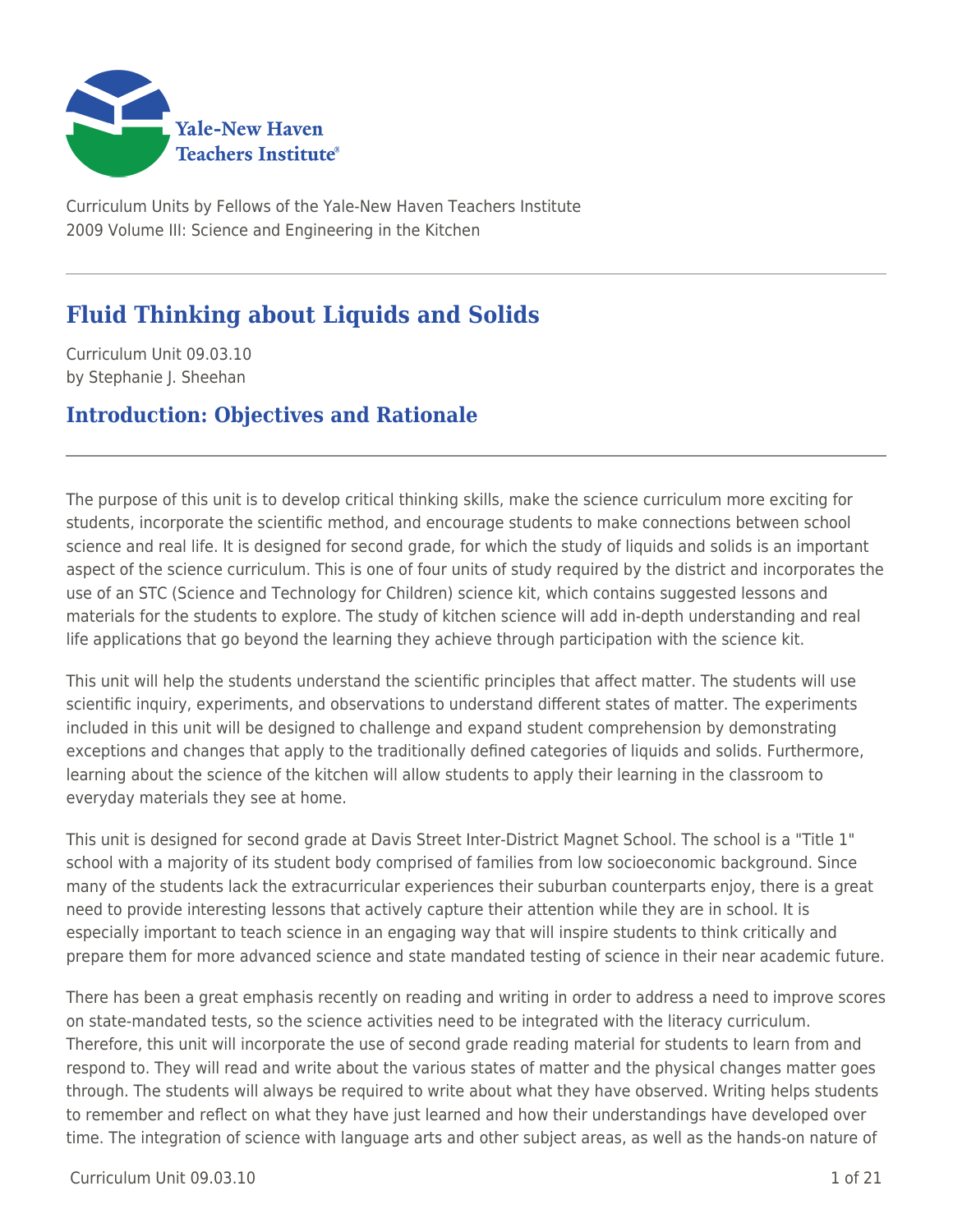Curriculum Units by Fellows of the Yale-New Haven Teachers Institute
2009 Volume III: Science and Engineering in the Kitchen

# Fluid Thinking about Liquids and Solids

Curriculum Unit 09.03.10
by Stephanie J. Sheehan

## Introduction: Objectives and Rationale

The purpose of this unit is to develop critical thinking skills, make the science curriculum more exciting for students, incorporate the scientific method, and encourage students to make connections between school science and real life. It is designed for second grade, for which the study of liquids and solids is an important aspect of the science curriculum. This is one of four units of study required by the district and incorporates the use of an STC (Science and Technology for Children) science kit, which contains suggested lessons and materials for the students to explore. The study of kitchen science will add in-depth understanding and real life applications that go beyond the learning they achieve through participation with the science kit.

This unit will help the students understand the scientific principles that affect matter. The students will use scientific inquiry, experiments, and observations to understand different states of matter. The experiments included in this unit will be designed to challenge and expand student comprehension by demonstrating exceptions and changes that apply to the traditionally defined categories of liquids and solids. Furthermore, learning about the science of the kitchen will allow students to apply their learning in the classroom to everyday materials they see at home.

This unit is designed for second grade at Davis Street Inter-District Magnet School. The school is a "Title 1" school with a majority of its student body comprised of families from low socioeconomic background. Since many of the students lack the extracurricular experiences their suburban counterparts enjoy, there is a great need to provide interesting lessons that actively capture their attention while they are in school. It is especially important to teach science in an engaging way that will inspire students to think critically and prepare them for more advanced science and state mandated testing of science in their near academic future.

There has been a great emphasis recently on reading and writing in order to address a need to improve scores on state-mandated tests, so the science activities need to be integrated with the literacy curriculum. Therefore, this unit will incorporate the use of second grade reading material for students to learn from and respond to. They will read and write about the various states of matter and the physical changes matter goes through. The students will always be required to write about what they have observed. Writing helps students to remember and reflect on what they have just learned and how their understandings have developed over time. The integration of science with language arts and other subject areas, as well as the hands-on nature of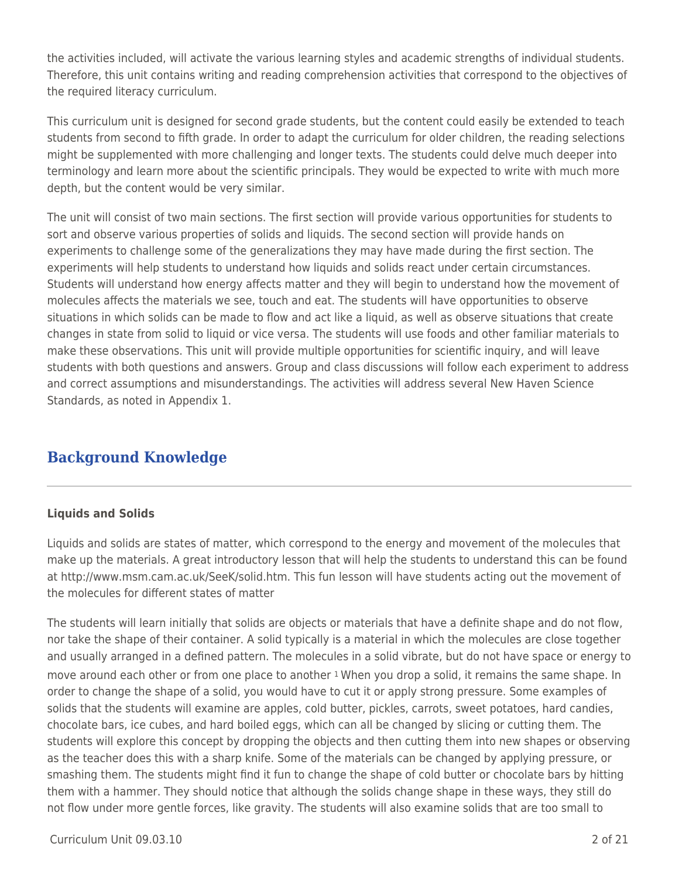the activities included, will activate the various learning styles and academic strengths of individual students. Therefore, this unit contains writing and reading comprehension activities that correspond to the objectives of the required literacy curriculum.

This curriculum unit is designed for second grade students, but the content could easily be extended to teach students from second to fifth grade. In order to adapt the curriculum for older children, the reading selections might be supplemented with more challenging and longer texts. The students could delve much deeper into terminology and learn more about the scientific principals. They would be expected to write with much more depth, but the content would be very similar.

The unit will consist of two main sections. The first section will provide various opportunities for students to sort and observe various properties of solids and liquids. The second section will provide hands on experiments to challenge some of the generalizations they may have made during the first section. The experiments will help students to understand how liquids and solids react under certain circumstances. Students will understand how energy affects matter and they will begin to understand how the movement of molecules affects the materials we see, touch and eat. The students will have opportunities to observe situations in which solids can be made to flow and act like a liquid, as well as observe situations that create changes in state from solid to liquid or vice versa. The students will use foods and other familiar materials to make these observations. This unit will provide multiple opportunities for scientific inquiry, and will leave students with both questions and answers. Group and class discussions will follow each experiment to address and correct assumptions and misunderstandings. The activities will address several New Haven Science Standards, as noted in Appendix 1.

## Background Knowledge

### Liquids and Solids

Liquids and solids are states of matter, which correspond to the energy and movement of the molecules that make up the materials. A great introductory lesson that will help the students to understand this can be found at http://www.msm.cam.ac.uk/SeeK/solid.htm. This fun lesson will have students acting out the movement of the molecules for different states of matter

The students will learn initially that solids are objects or materials that have a definite shape and do not flow, nor take the shape of their container. A solid typically is a material in which the molecules are close together and usually arranged in a defined pattern. The molecules in a solid vibrate, but do not have space or energy to move around each other or from one place to another [1] When you drop a solid, it remains the same shape. In order to change the shape of a solid, you would have to cut it or apply strong pressure. Some examples of solids that the students will examine are apples, cold butter, pickles, carrots, sweet potatoes, hard candies, chocolate bars, ice cubes, and hard boiled eggs, which can all be changed by slicing or cutting them. The students will explore this concept by dropping the objects and then cutting them into new shapes or observing as the teacher does this with a sharp knife. Some of the materials can be changed by applying pressure, or smashing them. The students might find it fun to change the shape of cold butter or chocolate bars by hitting them with a hammer. They should notice that although the solids change shape in these ways, they still do not flow under more gentle forces, like gravity. The students will also examine solids that are too small to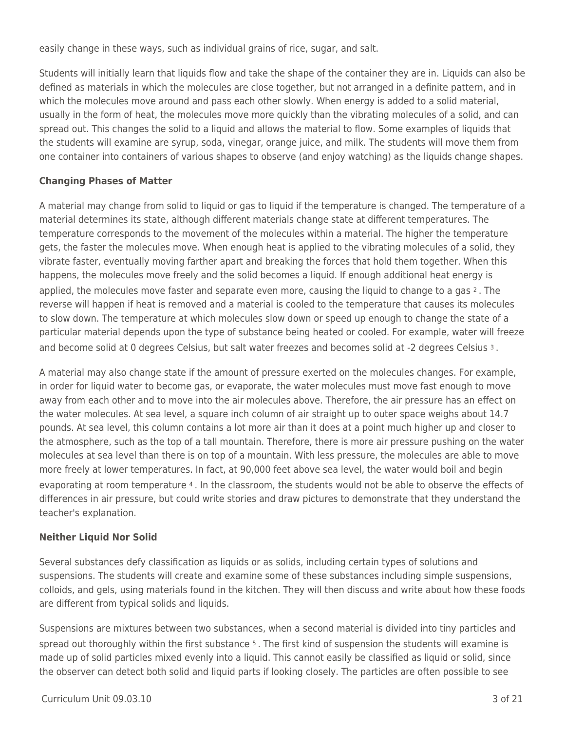easily change in these ways, such as individual grains of rice, sugar, and salt.

Students will initially learn that liquids flow and take the shape of the container they are in. Liquids can also be defined as materials in which the molecules are close together, but not arranged in a definite pattern, and in which the molecules move around and pass each other slowly. When energy is added to a solid material, usually in the form of heat, the molecules move more quickly than the vibrating molecules of a solid, and can spread out. This changes the solid to a liquid and allows the material to flow. Some examples of liquids that the students will examine are syrup, soda, vinegar, orange juice, and milk. The students will move them from one container into containers of various shapes to observe (and enjoy watching) as the liquids change shapes.

**Changing Phases of Matter**

A material may change from solid to liquid or gas to liquid if the temperature is changed. The temperature of a material determines its state, although different materials change state at different temperatures. The temperature corresponds to the movement of the molecules within a material. The higher the temperature gets, the faster the molecules move. When enough heat is applied to the vibrating molecules of a solid, they vibrate faster, eventually moving farther apart and breaking the forces that hold them together. When this happens, the molecules move freely and the solid becomes a liquid. If enough additional heat energy is applied, the molecules move faster and separate even more, causing the liquid to change to a gas [2]. The reverse will happen if heat is removed and a material is cooled to the temperature that causes its molecules to slow down. The temperature at which molecules slow down or speed up enough to change the state of a particular material depends upon the type of substance being heated or cooled. For example, water will freeze and become solid at 0 degrees Celsius, but salt water freezes and becomes solid at -2 degrees Celsius [3].

A material may also change state if the amount of pressure exerted on the molecules changes. For example, in order for liquid water to become gas, or evaporate, the water molecules must move fast enough to move away from each other and to move into the air molecules above. Therefore, the air pressure has an effect on the water molecules. At sea level, a square inch column of air straight up to outer space weighs about 14.7 pounds. At sea level, this column contains a lot more air than it does at a point much higher up and closer to the atmosphere, such as the top of a tall mountain. Therefore, there is more air pressure pushing on the water molecules at sea level than there is on top of a mountain. With less pressure, the molecules are able to move more freely at lower temperatures. In fact, at 90,000 feet above sea level, the water would boil and begin evaporating at room temperature [4]. In the classroom, the students would not be able to observe the effects of differences in air pressure, but could write stories and draw pictures to demonstrate that they understand the teacher's explanation.

**Neither Liquid Nor Solid**

Several substances defy classification as liquids or as solids, including certain types of solutions and suspensions. The students will create and examine some of these substances including simple suspensions, colloids, and gels, using materials found in the kitchen. They will then discuss and write about how these foods are different from typical solids and liquids.

Suspensions are mixtures between two substances, when a second material is divided into tiny particles and spread out thoroughly within the first substance [5]. The first kind of suspension the students will examine is made up of solid particles mixed evenly into a liquid. This cannot easily be classified as liquid or solid, since the observer can detect both solid and liquid parts if looking closely. The particles are often possible to see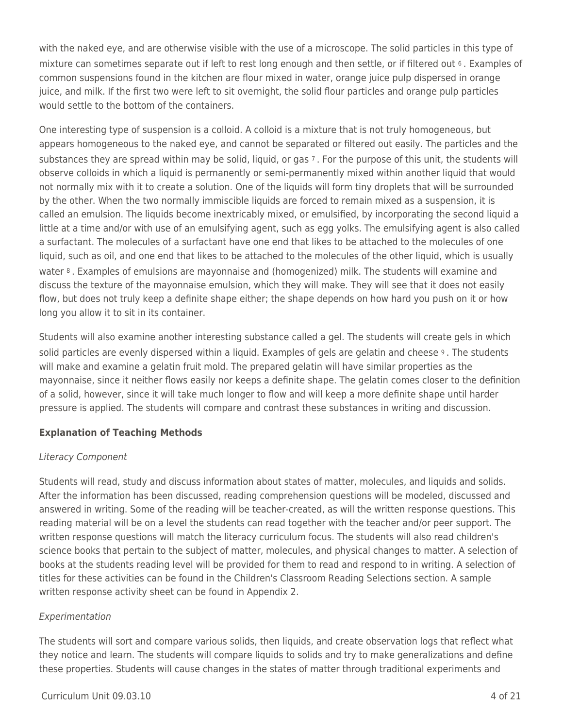with the naked eye, and are otherwise visible with the use of a microscope. The solid particles in this type of mixture can sometimes separate out if left to rest long enough and then settle, or if filtered out [6]. Examples of common suspensions found in the kitchen are flour mixed in water, orange juice pulp dispersed in orange juice, and milk. If the first two were left to sit overnight, the solid flour particles and orange pulp particles would settle to the bottom of the containers.

One interesting type of suspension is a colloid. A colloid is a mixture that is not truly homogeneous, but appears homogeneous to the naked eye, and cannot be separated or filtered out easily. The particles and the substances they are spread within may be solid, liquid, or gas [7]. For the purpose of this unit, the students will observe colloids in which a liquid is permanently or semi-permanently mixed within another liquid that would not normally mix with it to create a solution. One of the liquids will form tiny droplets that will be surrounded by the other. When the two normally immiscible liquids are forced to remain mixed as a suspension, it is called an emulsion. The liquids become inextricably mixed, or emulsified, by incorporating the second liquid a little at a time and/or with use of an emulsifying agent, such as egg yolks. The emulsifying agent is also called a surfactant. The molecules of a surfactant have one end that likes to be attached to the molecules of one liquid, such as oil, and one end that likes to be attached to the molecules of the other liquid, which is usually water [8]. Examples of emulsions are mayonnaise and (homogenized) milk. The students will examine and discuss the texture of the mayonnaise emulsion, which they will make. They will see that it does not easily flow, but does not truly keep a definite shape either; the shape depends on how hard you push on it or how long you allow it to sit in its container.

Students will also examine another interesting substance called a gel. The students will create gels in which solid particles are evenly dispersed within a liquid. Examples of gels are gelatin and cheese [9]. The students will make and examine a gelatin fruit mold. The prepared gelatin will have similar properties as the mayonnaise, since it neither flows easily nor keeps a definite shape. The gelatin comes closer to the definition of a solid, however, since it will take much longer to flow and will keep a more definite shape until harder pressure is applied. The students will compare and contrast these substances in writing and discussion.

**Explanation of Teaching Methods**

*Literacy Component*

Students will read, study and discuss information about states of matter, molecules, and liquids and solids. After the information has been discussed, reading comprehension questions will be modeled, discussed and answered in writing. Some of the reading will be teacher-created, as will the written response questions. This reading material will be on a level the students can read together with the teacher and/or peer support. The written response questions will match the literacy curriculum focus. The students will also read children's science books that pertain to the subject of matter, molecules, and physical changes to matter. A selection of books at the students reading level will be provided for them to read and respond to in writing. A selection of titles for these activities can be found in the Children's Classroom Reading Selections section. A sample written response activity sheet can be found in Appendix 2.

*Experimentation*

The students will sort and compare various solids, then liquids, and create observation logs that reflect what they notice and learn. The students will compare liquids to solids and try to make generalizations and define these properties. Students will cause changes in the states of matter through traditional experiments and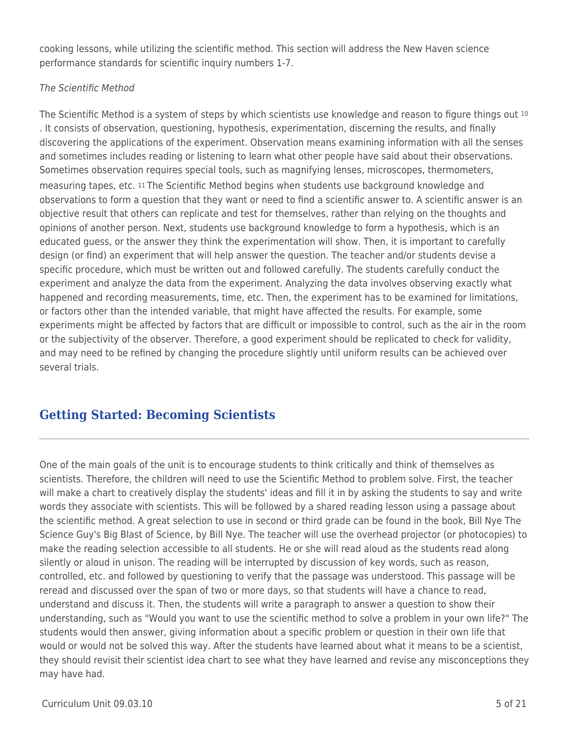cooking lessons, while utilizing the scientific method. This section will address the New Haven science performance standards for scientific inquiry numbers 1-7.

*The Scientific Method*

The Scientific Method is a system of steps by which scientists use knowledge and reason to figure things out [10]. It consists of observation, questioning, hypothesis, experimentation, discerning the results, and finally discovering the applications of the experiment. Observation means examining information with all the senses and sometimes includes reading or listening to learn what other people have said about their observations. Sometimes observation requires special tools, such as magnifying lenses, microscopes, thermometers, measuring tapes, etc. [11] The Scientific Method begins when students use background knowledge and observations to form a question that they want or need to find a scientific answer to. A scientific answer is an objective result that others can replicate and test for themselves, rather than relying on the thoughts and opinions of another person. Next, students use background knowledge to form a hypothesis, which is an educated guess, or the answer they think the experimentation will show. Then, it is important to carefully design (or find) an experiment that will help answer the question. The teacher and/or students devise a specific procedure, which must be written out and followed carefully. The students carefully conduct the experiment and analyze the data from the experiment. Analyzing the data involves observing exactly what happened and recording measurements, time, etc. Then, the experiment has to be examined for limitations, or factors other than the intended variable, that might have affected the results. For example, some experiments might be affected by factors that are difficult or impossible to control, such as the air in the room or the subjectivity of the observer. Therefore, a good experiment should be replicated to check for validity, and may need to be refined by changing the procedure slightly until uniform results can be achieved over several trials.

## Getting Started: Becoming Scientists

One of the main goals of the unit is to encourage students to think critically and think of themselves as scientists. Therefore, the children will need to use the Scientific Method to problem solve. First, the teacher will make a chart to creatively display the students' ideas and fill it in by asking the students to say and write words they associate with scientists. This will be followed by a shared reading lesson using a passage about the scientific method. A great selection to use in second or third grade can be found in the book, Bill Nye The Science Guy's Big Blast of Science, by Bill Nye. The teacher will use the overhead projector (or photocopies) to make the reading selection accessible to all students. He or she will read aloud as the students read along silently or aloud in unison. The reading will be interrupted by discussion of key words, such as reason, controlled, etc. and followed by questioning to verify that the passage was understood. This passage will be reread and discussed over the span of two or more days, so that students will have a chance to read, understand and discuss it. Then, the students will write a paragraph to answer a question to show their understanding, such as "Would you want to use the scientific method to solve a problem in your own life?" The students would then answer, giving information about a specific problem or question in their own life that would or would not be solved this way. After the students have learned about what it means to be a scientist, they should revisit their scientist idea chart to see what they have learned and revise any misconceptions they may have had.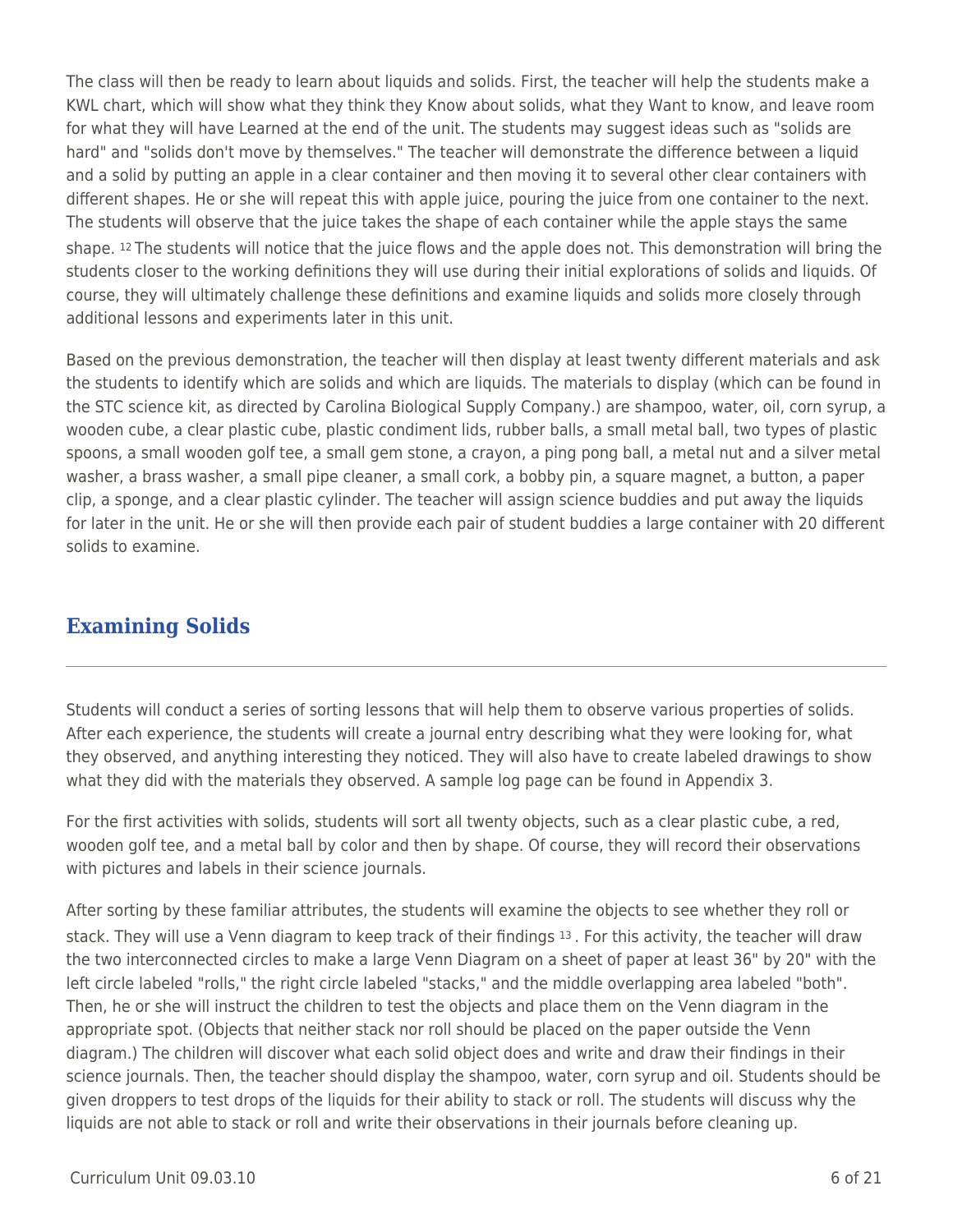The class will then be ready to learn about liquids and solids. First, the teacher will help the students make a KWL chart, which will show what they think they Know about solids, what they Want to know, and leave room for what they will have Learned at the end of the unit. The students may suggest ideas such as "solids are hard" and "solids don't move by themselves." The teacher will demonstrate the difference between a liquid and a solid by putting an apple in a clear container and then moving it to several other clear containers with different shapes. He or she will repeat this with apple juice, pouring the juice from one container to the next. The students will observe that the juice takes the shape of each container while the apple stays the same shape. [12] The students will notice that the juice flows and the apple does not. This demonstration will bring the students closer to the working definitions they will use during their initial explorations of solids and liquids. Of course, they will ultimately challenge these definitions and examine liquids and solids more closely through additional lessons and experiments later in this unit.

Based on the previous demonstration, the teacher will then display at least twenty different materials and ask the students to identify which are solids and which are liquids. The materials to display (which can be found in the STC science kit, as directed by Carolina Biological Supply Company.) are shampoo, water, oil, corn syrup, a wooden cube, a clear plastic cube, plastic condiment lids, rubber balls, a small metal ball, two types of plastic spoons, a small wooden golf tee, a small gem stone, a crayon, a ping pong ball, a metal nut and a silver metal washer, a brass washer, a small pipe cleaner, a small cork, a bobby pin, a square magnet, a button, a paper clip, a sponge, and a clear plastic cylinder. The teacher will assign science buddies and put away the liquids for later in the unit. He or she will then provide each pair of student buddies a large container with 20 different solids to examine.

## Examining Solids

Students will conduct a series of sorting lessons that will help them to observe various properties of solids. After each experience, the students will create a journal entry describing what they were looking for, what they observed, and anything interesting they noticed. They will also have to create labeled drawings to show what they did with the materials they observed. A sample log page can be found in Appendix 3.

For the first activities with solids, students will sort all twenty objects, such as a clear plastic cube, a red, wooden golf tee, and a metal ball by color and then by shape. Of course, they will record their observations with pictures and labels in their science journals.

After sorting by these familiar attributes, the students will examine the objects to see whether they roll or stack. They will use a Venn diagram to keep track of their findings [13]. For this activity, the teacher will draw the two interconnected circles to make a large Venn Diagram on a sheet of paper at least 36" by 20" with the left circle labeled "rolls," the right circle labeled "stacks," and the middle overlapping area labeled "both". Then, he or she will instruct the children to test the objects and place them on the Venn diagram in the appropriate spot. (Objects that neither stack nor roll should be placed on the paper outside the Venn diagram.) The children will discover what each solid object does and write and draw their findings in their science journals. Then, the teacher should display the shampoo, water, corn syrup and oil. Students should be given droppers to test drops of the liquids for their ability to stack or roll. The students will discuss why the liquids are not able to stack or roll and write their observations in their journals before cleaning up.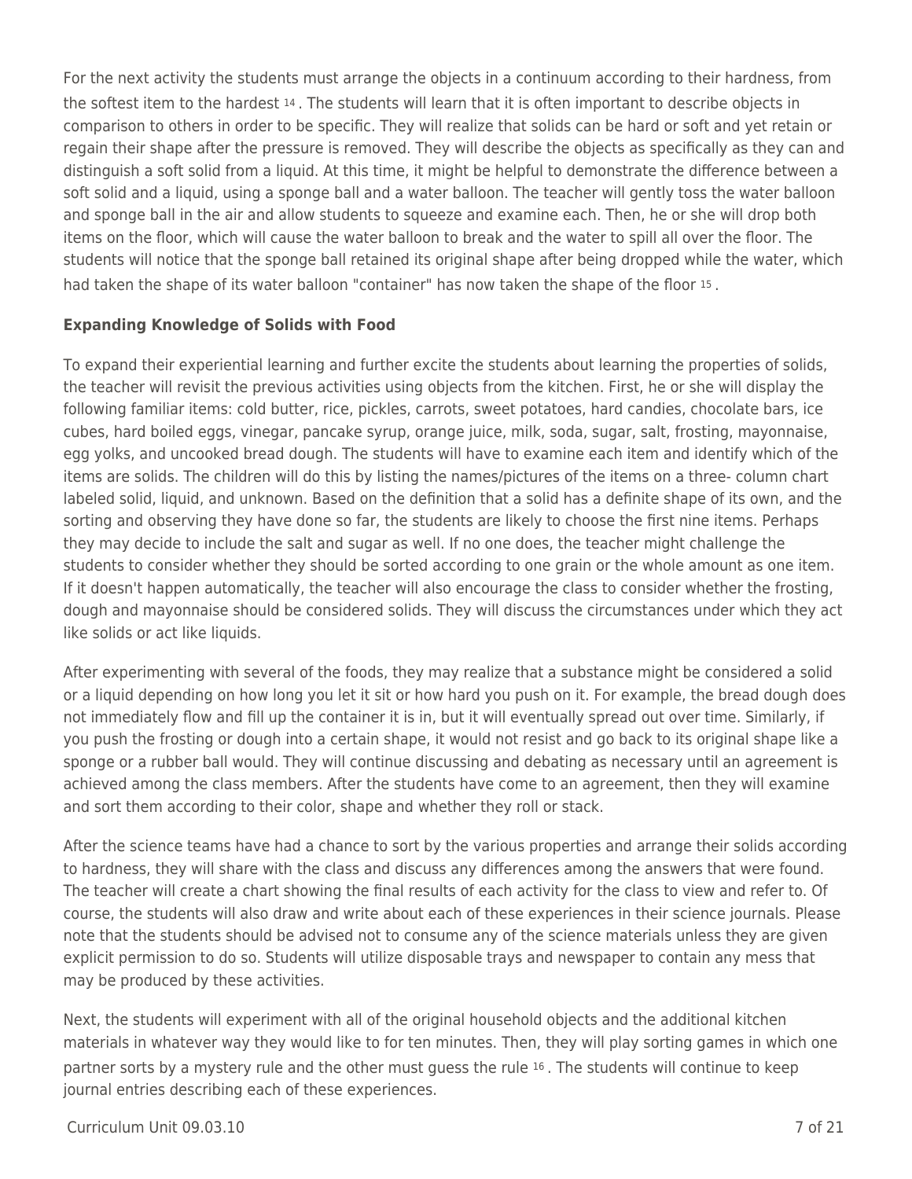For the next activity the students must arrange the objects in a continuum according to their hardness, from the softest item to the hardest [14]. The students will learn that it is often important to describe objects in comparison to others in order to be specific. They will realize that solids can be hard or soft and yet retain or regain their shape after the pressure is removed. They will describe the objects as specifically as they can and distinguish a soft solid from a liquid. At this time, it might be helpful to demonstrate the difference between a soft solid and a liquid, using a sponge ball and a water balloon. The teacher will gently toss the water balloon and sponge ball in the air and allow students to squeeze and examine each. Then, he or she will drop both items on the floor, which will cause the water balloon to break and the water to spill all over the floor. The students will notice that the sponge ball retained its original shape after being dropped while the water, which had taken the shape of its water balloon "container" has now taken the shape of the floor [15].

**Expanding Knowledge of Solids with Food**

To expand their experiential learning and further excite the students about learning the properties of solids, the teacher will revisit the previous activities using objects from the kitchen. First, he or she will display the following familiar items: cold butter, rice, pickles, carrots, sweet potatoes, hard candies, chocolate bars, ice cubes, hard boiled eggs, vinegar, pancake syrup, orange juice, milk, soda, sugar, salt, frosting, mayonnaise, egg yolks, and uncooked bread dough. The students will have to examine each item and identify which of the items are solids. The children will do this by listing the names/pictures of the items on a three- column chart labeled solid, liquid, and unknown. Based on the definition that a solid has a definite shape of its own, and the sorting and observing they have done so far, the students are likely to choose the first nine items. Perhaps they may decide to include the salt and sugar as well. If no one does, the teacher might challenge the students to consider whether they should be sorted according to one grain or the whole amount as one item. If it doesn't happen automatically, the teacher will also encourage the class to consider whether the frosting, dough and mayonnaise should be considered solids. They will discuss the circumstances under which they act like solids or act like liquids.

After experimenting with several of the foods, they may realize that a substance might be considered a solid or a liquid depending on how long you let it sit or how hard you push on it. For example, the bread dough does not immediately flow and fill up the container it is in, but it will eventually spread out over time. Similarly, if you push the frosting or dough into a certain shape, it would not resist and go back to its original shape like a sponge or a rubber ball would. They will continue discussing and debating as necessary until an agreement is achieved among the class members. After the students have come to an agreement, then they will examine and sort them according to their color, shape and whether they roll or stack.

After the science teams have had a chance to sort by the various properties and arrange their solids according to hardness, they will share with the class and discuss any differences among the answers that were found. The teacher will create a chart showing the final results of each activity for the class to view and refer to. Of course, the students will also draw and write about each of these experiences in their science journals. Please note that the students should be advised not to consume any of the science materials unless they are given explicit permission to do so. Students will utilize disposable trays and newspaper to contain any mess that may be produced by these activities.

Next, the students will experiment with all of the original household objects and the additional kitchen materials in whatever way they would like to for ten minutes. Then, they will play sorting games in which one partner sorts by a mystery rule and the other must guess the rule [16]. The students will continue to keep journal entries describing each of these experiences.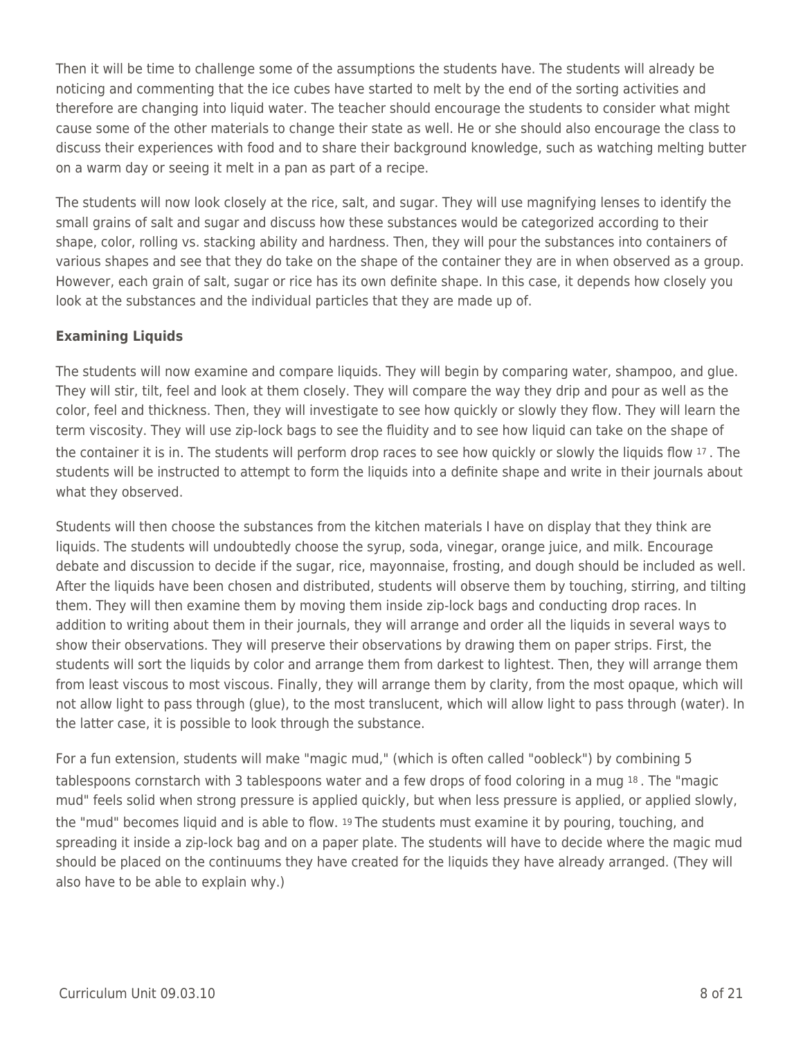Then it will be time to challenge some of the assumptions the students have. The students will already be noticing and commenting that the ice cubes have started to melt by the end of the sorting activities and therefore are changing into liquid water. The teacher should encourage the students to consider what might cause some of the other materials to change their state as well. He or she should also encourage the class to discuss their experiences with food and to share their background knowledge, such as watching melting butter on a warm day or seeing it melt in a pan as part of a recipe.

The students will now look closely at the rice, salt, and sugar. They will use magnifying lenses to identify the small grains of salt and sugar and discuss how these substances would be categorized according to their shape, color, rolling vs. stacking ability and hardness. Then, they will pour the substances into containers of various shapes and see that they do take on the shape of the container they are in when observed as a group. However, each grain of salt, sugar or rice has its own definite shape. In this case, it depends how closely you look at the substances and the individual particles that they are made up of.

**Examining Liquids**

The students will now examine and compare liquids. They will begin by comparing water, shampoo, and glue. They will stir, tilt, feel and look at them closely. They will compare the way they drip and pour as well as the color, feel and thickness. Then, they will investigate to see how quickly or slowly they flow. They will learn the term viscosity. They will use zip-lock bags to see the fluidity and to see how liquid can take on the shape of the container it is in. The students will perform drop races to see how quickly or slowly the liquids flow [17]. The students will be instructed to attempt to form the liquids into a definite shape and write in their journals about what they observed.

Students will then choose the substances from the kitchen materials I have on display that they think are liquids. The students will undoubtedly choose the syrup, soda, vinegar, orange juice, and milk. Encourage debate and discussion to decide if the sugar, rice, mayonnaise, frosting, and dough should be included as well. After the liquids have been chosen and distributed, students will observe them by touching, stirring, and tilting them. They will then examine them by moving them inside zip-lock bags and conducting drop races. In addition to writing about them in their journals, they will arrange and order all the liquids in several ways to show their observations. They will preserve their observations by drawing them on paper strips. First, the students will sort the liquids by color and arrange them from darkest to lightest. Then, they will arrange them from least viscous to most viscous. Finally, they will arrange them by clarity, from the most opaque, which will not allow light to pass through (glue), to the most translucent, which will allow light to pass through (water). In the latter case, it is possible to look through the substance.

For a fun extension, students will make "magic mud," (which is often called "oobleck") by combining 5 tablespoons cornstarch with 3 tablespoons water and a few drops of food coloring in a mug [18]. The "magic mud" feels solid when strong pressure is applied quickly, but when less pressure is applied, or applied slowly, the "mud" becomes liquid and is able to flow. [19] The students must examine it by pouring, touching, and spreading it inside a zip-lock bag and on a paper plate. The students will have to decide where the magic mud should be placed on the continuums they have created for the liquids they have already arranged. (They will also have to be able to explain why.)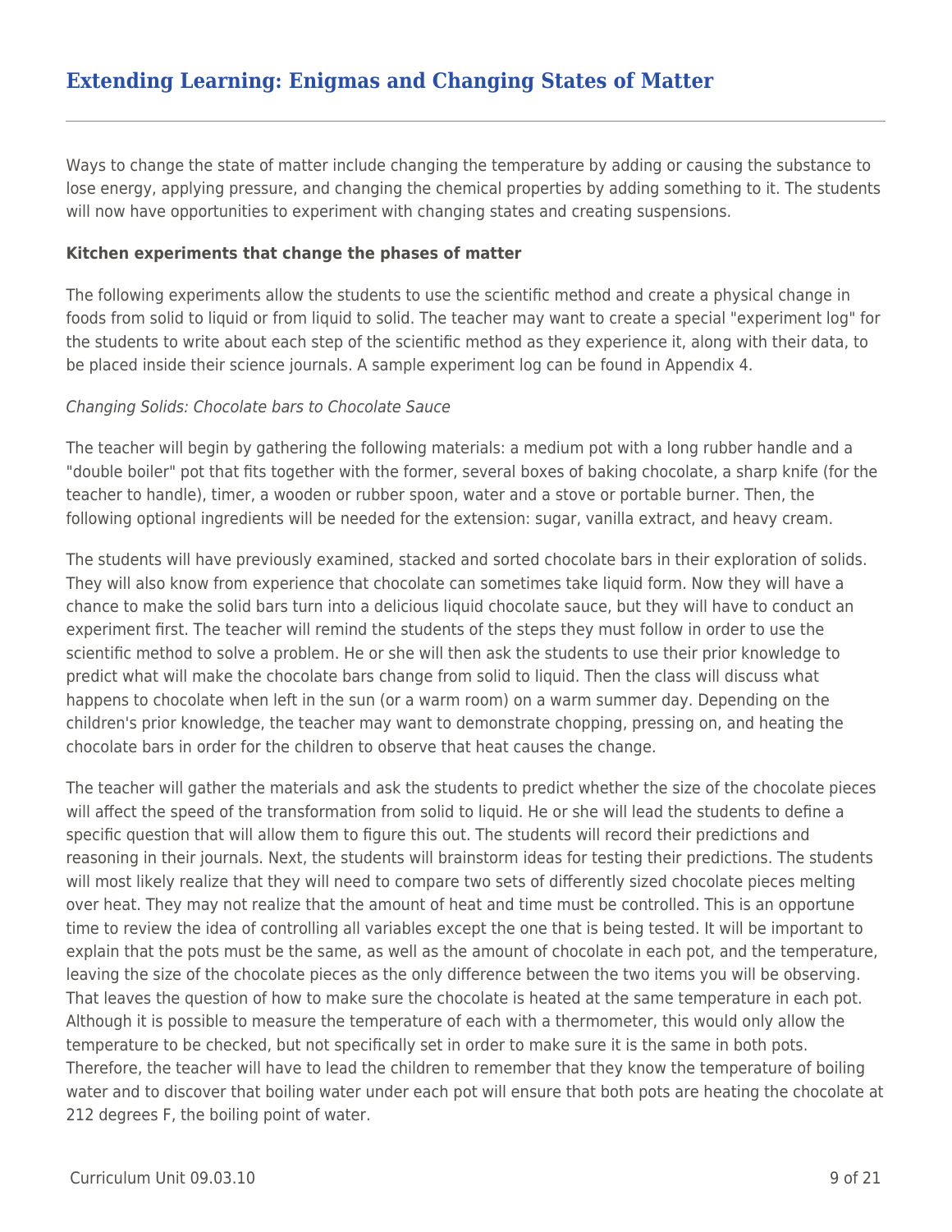## Extending Learning: Enigmas and Changing States of Matter

Ways to change the state of matter include changing the temperature by adding or causing the substance to lose energy, applying pressure, and changing the chemical properties by adding something to it. The students will now have opportunities to experiment with changing states and creating suspensions.

**Kitchen experiments that change the phases of matter**

The following experiments allow the students to use the scientific method and create a physical change in foods from solid to liquid or from liquid to solid. The teacher may want to create a special "experiment log" for the students to write about each step of the scientific method as they experience it, along with their data, to be placed inside their science journals. A sample experiment log can be found in Appendix 4.

*Changing Solids: Chocolate bars to Chocolate Sauce*

The teacher will begin by gathering the following materials: a medium pot with a long rubber handle and a "double boiler" pot that fits together with the former, several boxes of baking chocolate, a sharp knife (for the teacher to handle), timer, a wooden or rubber spoon, water and a stove or portable burner. Then, the following optional ingredients will be needed for the extension: sugar, vanilla extract, and heavy cream.

The students will have previously examined, stacked and sorted chocolate bars in their exploration of solids. They will also know from experience that chocolate can sometimes take liquid form. Now they will have a chance to make the solid bars turn into a delicious liquid chocolate sauce, but they will have to conduct an experiment first. The teacher will remind the students of the steps they must follow in order to use the scientific method to solve a problem. He or she will then ask the students to use their prior knowledge to predict what will make the chocolate bars change from solid to liquid. Then the class will discuss what happens to chocolate when left in the sun (or a warm room) on a warm summer day. Depending on the children's prior knowledge, the teacher may want to demonstrate chopping, pressing on, and heating the chocolate bars in order for the children to observe that heat causes the change.

The teacher will gather the materials and ask the students to predict whether the size of the chocolate pieces will affect the speed of the transformation from solid to liquid. He or she will lead the students to define a specific question that will allow them to figure this out. The students will record their predictions and reasoning in their journals. Next, the students will brainstorm ideas for testing their predictions. The students will most likely realize that they will need to compare two sets of differently sized chocolate pieces melting over heat. They may not realize that the amount of heat and time must be controlled. This is an opportune time to review the idea of controlling all variables except the one that is being tested. It will be important to explain that the pots must be the same, as well as the amount of chocolate in each pot, and the temperature, leaving the size of the chocolate pieces as the only difference between the two items you will be observing. That leaves the question of how to make sure the chocolate is heated at the same temperature in each pot. Although it is possible to measure the temperature of each with a thermometer, this would only allow the temperature to be checked, but not specifically set in order to make sure it is the same in both pots. Therefore, the teacher will have to lead the children to remember that they know the temperature of boiling water and to discover that boiling water under each pot will ensure that both pots are heating the chocolate at 212 degrees F, the boiling point of water.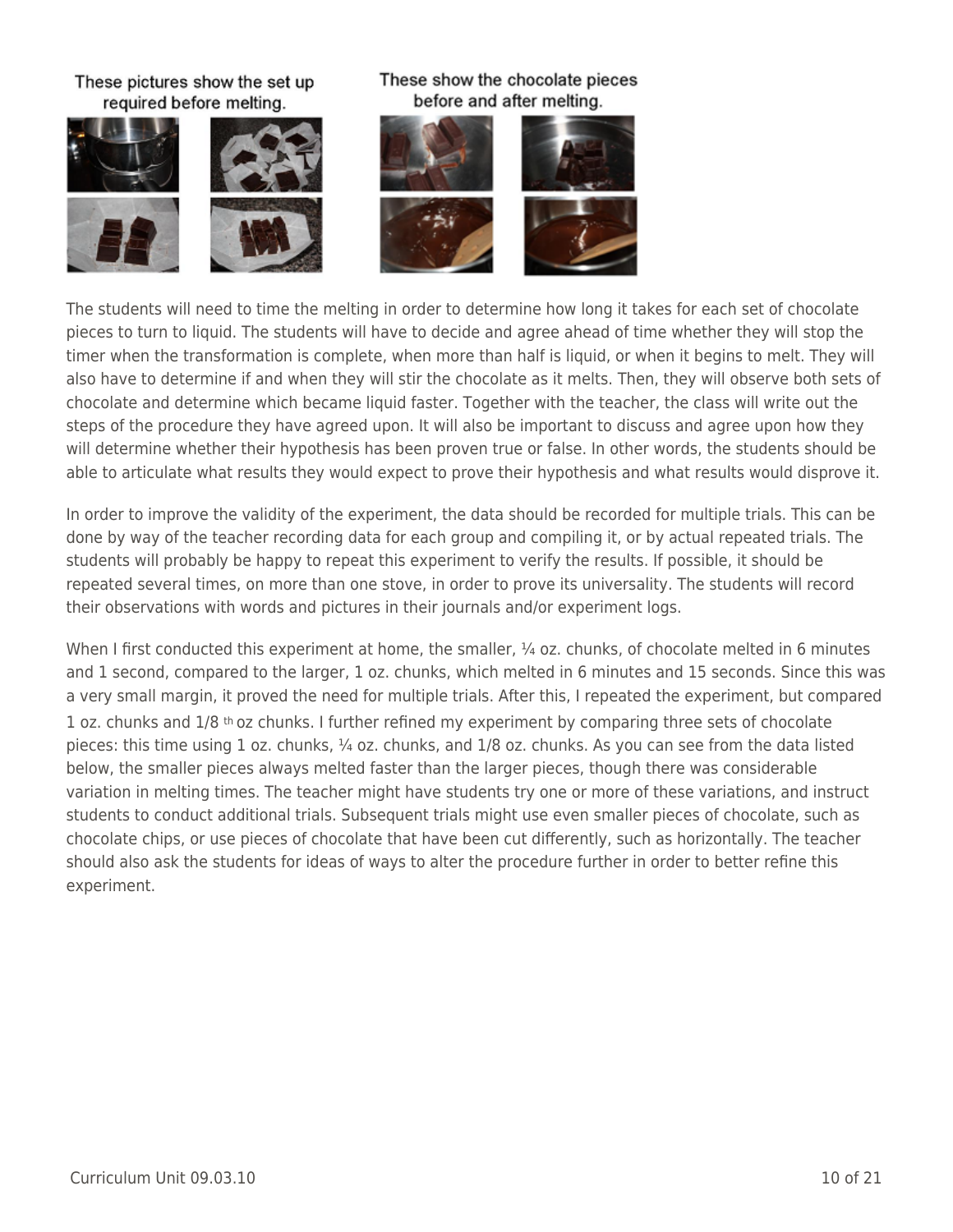These pictures show the set up required before melting.

These show the chocolate pieces before and after melting.

The students will need to time the melting in order to determine how long it takes for each set of chocolate pieces to turn to liquid. The students will have to decide and agree ahead of time whether they will stop the timer when the transformation is complete, when more than half is liquid, or when it begins to melt. They will also have to determine if and when they will stir the chocolate as it melts. Then, they will observe both sets of chocolate and determine which became liquid faster. Together with the teacher, the class will write out the steps of the procedure they have agreed upon. It will also be important to discuss and agree upon how they will determine whether their hypothesis has been proven true or false. In other words, the students should be able to articulate what results they would expect to prove their hypothesis and what results would disprove it.

In order to improve the validity of the experiment, the data should be recorded for multiple trials. This can be done by way of the teacher recording data for each group and compiling it, or by actual repeated trials. The students will probably be happy to repeat this experiment to verify the results. If possible, it should be repeated several times, on more than one stove, in order to prove its universality. The students will record their observations with words and pictures in their journals and/or experiment logs.

When I first conducted this experiment at home, the smaller, ¼ oz. chunks, of chocolate melted in 6 minutes and 1 second, compared to the larger, 1 oz. chunks, which melted in 6 minutes and 15 seconds. Since this was a very small margin, it proved the need for multiple trials. After this, I repeated the experiment, but compared 1 oz. chunks and 1/8 th oz chunks. I further refined my experiment by comparing three sets of chocolate pieces: this time using 1 oz. chunks, ¼ oz. chunks, and 1/8 oz. chunks. As you can see from the data listed below, the smaller pieces always melted faster than the larger pieces, though there was considerable variation in melting times. The teacher might have students try one or more of these variations, and instruct students to conduct additional trials. Subsequent trials might use even smaller pieces of chocolate, such as chocolate chips, or use pieces of chocolate that have been cut differently, such as horizontally. The teacher should also ask the students for ideas of ways to alter the procedure further in order to better refine this experiment.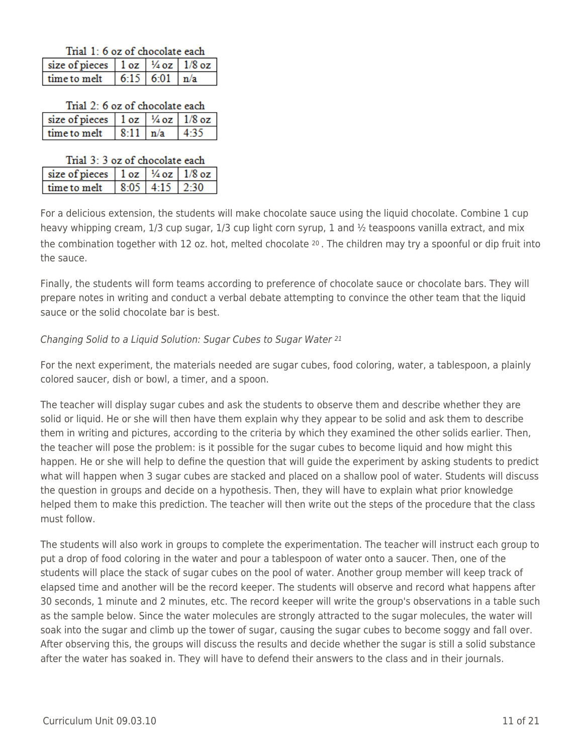Trial 1: 6 oz of chocolate each

| size of pieces | 1 oz | ¼ oz | 1/8 oz |
|---|---|---|---|
| time to melt | 6:15 | 6:01 | n/a |

Trial 2: 6 oz of chocolate each

| size of pieces | 1 oz | ¼ oz | 1/8 oz |
|---|---|---|---|
| time to melt | 8:11 | n/a | 4:35 |

Trial 3: 3 oz of chocolate each

| size of pieces | 1 oz | ¼ oz | 1/8 oz |
|---|---|---|---|
| time to melt | 8:05 | 4:15 | 2:30 |

For a delicious extension, the students will make chocolate sauce using the liquid chocolate. Combine 1 cup heavy whipping cream, 1/3 cup sugar, 1/3 cup light corn syrup, 1 and ½ teaspoons vanilla extract, and mix the combination together with 12 oz. hot, melted chocolate [20]. The children may try a spoonful or dip fruit into the sauce.

Finally, the students will form teams according to preference of chocolate sauce or chocolate bars. They will prepare notes in writing and conduct a verbal debate attempting to convince the other team that the liquid sauce or the solid chocolate bar is best.

*Changing Solid to a Liquid Solution: Sugar Cubes to Sugar Water* [21]

For the next experiment, the materials needed are sugar cubes, food coloring, water, a tablespoon, a plainly colored saucer, dish or bowl, a timer, and a spoon.

The teacher will display sugar cubes and ask the students to observe them and describe whether they are solid or liquid. He or she will then have them explain why they appear to be solid and ask them to describe them in writing and pictures, according to the criteria by which they examined the other solids earlier. Then, the teacher will pose the problem: is it possible for the sugar cubes to become liquid and how might this happen. He or she will help to define the question that will guide the experiment by asking students to predict what will happen when 3 sugar cubes are stacked and placed on a shallow pool of water. Students will discuss the question in groups and decide on a hypothesis. Then, they will have to explain what prior knowledge helped them to make this prediction. The teacher will then write out the steps of the procedure that the class must follow.

The students will also work in groups to complete the experimentation. The teacher will instruct each group to put a drop of food coloring in the water and pour a tablespoon of water onto a saucer. Then, one of the students will place the stack of sugar cubes on the pool of water. Another group member will keep track of elapsed time and another will be the record keeper. The students will observe and record what happens after 30 seconds, 1 minute and 2 minutes, etc. The record keeper will write the group's observations in a table such as the sample below. Since the water molecules are strongly attracted to the sugar molecules, the water will soak into the sugar and climb up the tower of sugar, causing the sugar cubes to become soggy and fall over. After observing this, the groups will discuss the results and decide whether the sugar is still a solid substance after the water has soaked in. They will have to defend their answers to the class and in their journals.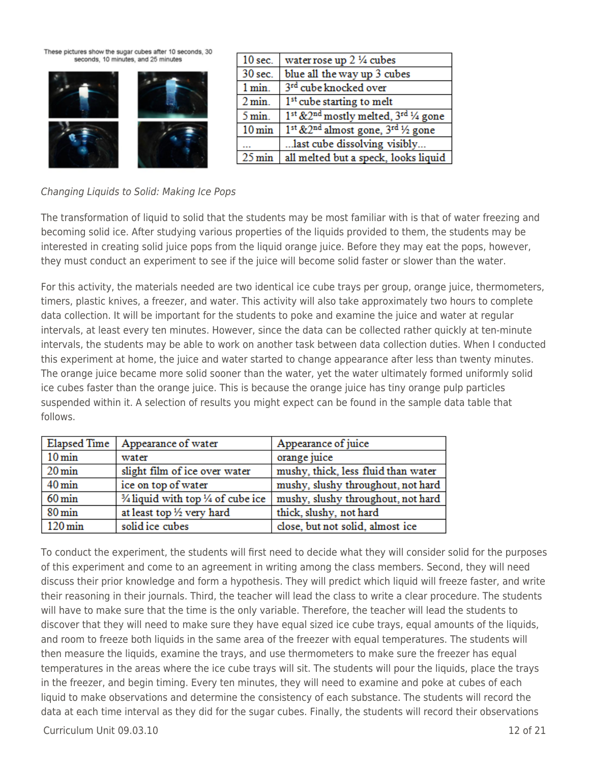These pictures show the sugar cubes after 10 seconds, 30 seconds, 10 minutes, and 25 minutes

| | |
|---|---|
| 10 sec. | water rose up 2 ¼ cubes |
| 30 sec. | blue all the way up 3 cubes |
| 1 min. | 3rd cube knocked over |
| 2 min. | 1st cube starting to melt |
| 5 min. | 1st &2nd mostly melted, 3rd ¼ gone |
| 10 min | 1st &2nd almost gone, 3rd ½ gone |
| ... | ...last cube dissolving visibly... |
| 25 min | all melted but a speck, looks liquid |

*Changing Liquids to Solid: Making Ice Pops*

The transformation of liquid to solid that the students may be most familiar with is that of water freezing and becoming solid ice. After studying various properties of the liquids provided to them, the students may be interested in creating solid juice pops from the liquid orange juice. Before they may eat the pops, however, they must conduct an experiment to see if the juice will become solid faster or slower than the water.

For this activity, the materials needed are two identical ice cube trays per group, orange juice, thermometers, timers, plastic knives, a freezer, and water. This activity will also take approximately two hours to complete data collection. It will be important for the students to poke and examine the juice and water at regular intervals, at least every ten minutes. However, since the data can be collected rather quickly at ten-minute intervals, the students may be able to work on another task between data collection duties. When I conducted this experiment at home, the juice and water started to change appearance after less than twenty minutes. The orange juice became more solid sooner than the water, yet the water ultimately formed uniformly solid ice cubes faster than the orange juice. This is because the orange juice has tiny orange pulp particles suspended within it. A selection of results you might expect can be found in the sample data table that follows.

| Elapsed Time | Appearance of water | Appearance of juice |
|---|---|---|
| 10 min | water | orange juice |
| 20 min | slight film of ice over water | mushy, thick, less fluid than water |
| 40 min | ice on top of water | mushy, slushy throughout, not hard |
| 60 min | ¾ liquid with top ¼ of cube ice | mushy, slushy throughout, not hard |
| 80 min | at least top ½ very hard | thick, slushy, not hard |
| 120 min | solid ice cubes | close, but not solid, almost ice |

To conduct the experiment, the students will first need to decide what they will consider solid for the purposes of this experiment and come to an agreement in writing among the class members. Second, they will need discuss their prior knowledge and form a hypothesis. They will predict which liquid will freeze faster, and write their reasoning in their journals. Third, the teacher will lead the class to write a clear procedure. The students will have to make sure that the time is the only variable. Therefore, the teacher will lead the students to discover that they will need to make sure they have equal sized ice cube trays, equal amounts of the liquids, and room to freeze both liquids in the same area of the freezer with equal temperatures. The students will then measure the liquids, examine the trays, and use thermometers to make sure the freezer has equal temperatures in the areas where the ice cube trays will sit. The students will pour the liquids, place the trays in the freezer, and begin timing. Every ten minutes, they will need to examine and poke at cubes of each liquid to make observations and determine the consistency of each substance. The students will record the data at each time interval as they did for the sugar cubes. Finally, the students will record their observations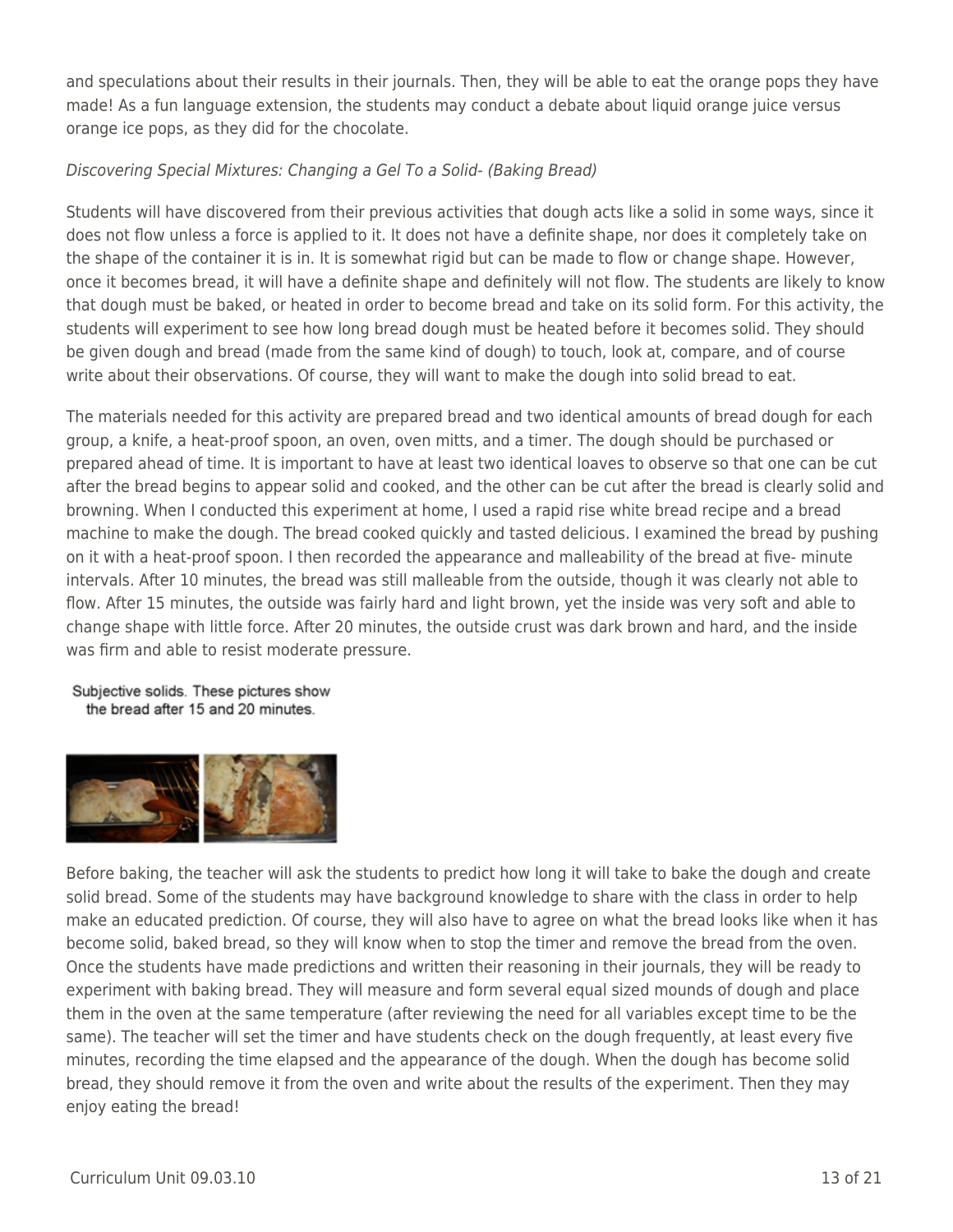and speculations about their results in their journals. Then, they will be able to eat the orange pops they have made! As a fun language extension, the students may conduct a debate about liquid orange juice versus orange ice pops, as they did for the chocolate.

*Discovering Special Mixtures: Changing a Gel To a Solid- (Baking Bread)*

Students will have discovered from their previous activities that dough acts like a solid in some ways, since it does not flow unless a force is applied to it. It does not have a definite shape, nor does it completely take on the shape of the container it is in. It is somewhat rigid but can be made to flow or change shape. However, once it becomes bread, it will have a definite shape and definitely will not flow. The students are likely to know that dough must be baked, or heated in order to become bread and take on its solid form. For this activity, the students will experiment to see how long bread dough must be heated before it becomes solid. They should be given dough and bread (made from the same kind of dough) to touch, look at, compare, and of course write about their observations. Of course, they will want to make the dough into solid bread to eat.

The materials needed for this activity are prepared bread and two identical amounts of bread dough for each group, a knife, a heat-proof spoon, an oven, oven mitts, and a timer. The dough should be purchased or prepared ahead of time. It is important to have at least two identical loaves to observe so that one can be cut after the bread begins to appear solid and cooked, and the other can be cut after the bread is clearly solid and browning. When I conducted this experiment at home, I used a rapid rise white bread recipe and a bread machine to make the dough. The bread cooked quickly and tasted delicious. I examined the bread by pushing on it with a heat-proof spoon. I then recorded the appearance and malleability of the bread at five- minute intervals. After 10 minutes, the bread was still malleable from the outside, though it was clearly not able to flow. After 15 minutes, the outside was fairly hard and light brown, yet the inside was very soft and able to change shape with little force. After 20 minutes, the outside crust was dark brown and hard, and the inside was firm and able to resist moderate pressure.

Subjective solids. These pictures show the bread after 15 and 20 minutes.

Before baking, the teacher will ask the students to predict how long it will take to bake the dough and create solid bread. Some of the students may have background knowledge to share with the class in order to help make an educated prediction. Of course, they will also have to agree on what the bread looks like when it has become solid, baked bread, so they will know when to stop the timer and remove the bread from the oven. Once the students have made predictions and written their reasoning in their journals, they will be ready to experiment with baking bread. They will measure and form several equal sized mounds of dough and place them in the oven at the same temperature (after reviewing the need for all variables except time to be the same). The teacher will set the timer and have students check on the dough frequently, at least every five minutes, recording the time elapsed and the appearance of the dough. When the dough has become solid bread, they should remove it from the oven and write about the results of the experiment. Then they may enjoy eating the bread!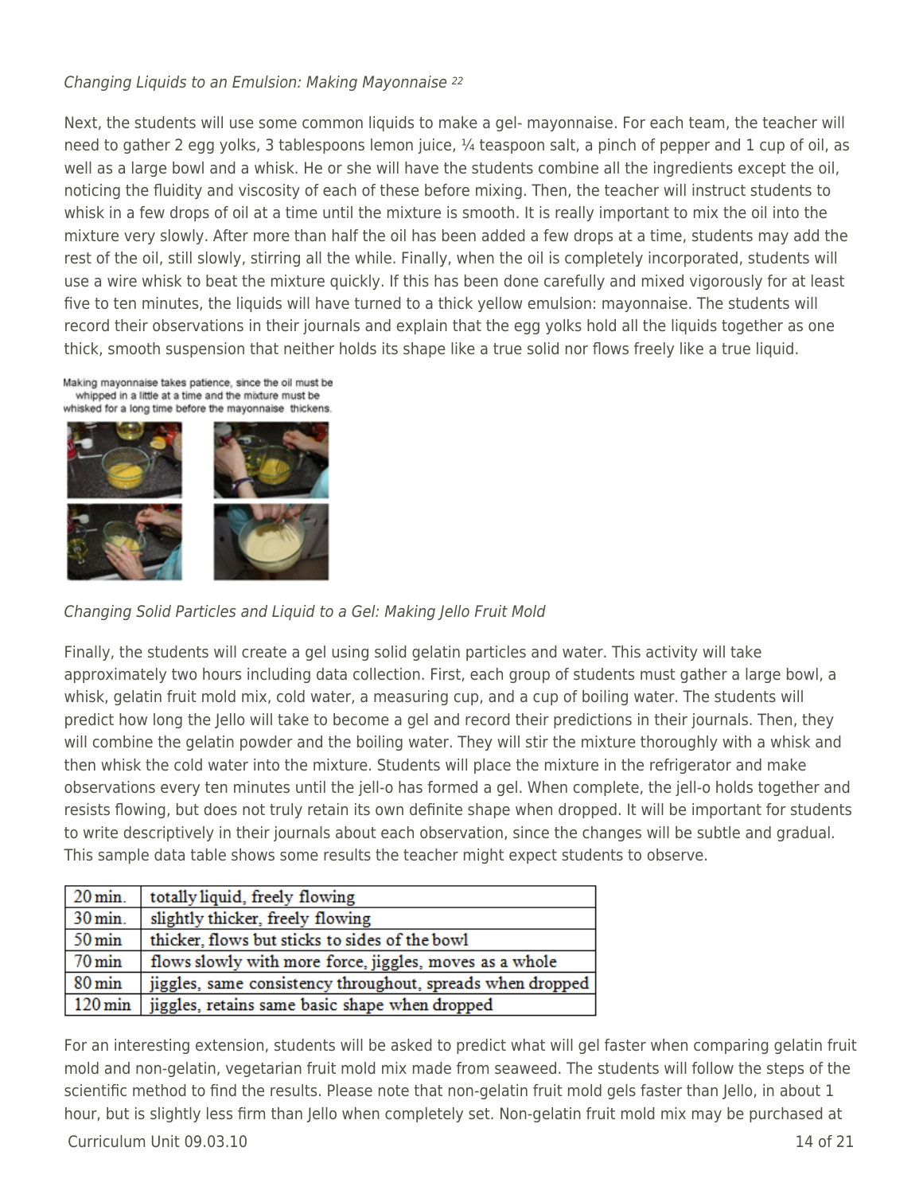*Changing Liquids to an Emulsion: Making Mayonnaise* [22]

Next, the students will use some common liquids to make a gel- mayonnaise. For each team, the teacher will need to gather 2 egg yolks, 3 tablespoons lemon juice, ¼ teaspoon salt, a pinch of pepper and 1 cup of oil, as well as a large bowl and a whisk. He or she will have the students combine all the ingredients except the oil, noticing the fluidity and viscosity of each of these before mixing. Then, the teacher will instruct students to whisk in a few drops of oil at a time until the mixture is smooth. It is really important to mix the oil into the mixture very slowly. After more than half the oil has been added a few drops at a time, students may add the rest of the oil, still slowly, stirring all the while. Finally, when the oil is completely incorporated, students will use a wire whisk to beat the mixture quickly. If this has been done carefully and mixed vigorously for at least five to ten minutes, the liquids will have turned to a thick yellow emulsion: mayonnaise. The students will record their observations in their journals and explain that the egg yolks hold all the liquids together as one thick, smooth suspension that neither holds its shape like a true solid nor flows freely like a true liquid.

Making mayonnaise takes patience, since the oil must be whipped in a little at a time and the mixture must be whisked for a long time before the mayonnaise thickens.

*Changing Solid Particles and Liquid to a Gel: Making Jello Fruit Mold*

Finally, the students will create a gel using solid gelatin particles and water. This activity will take approximately two hours including data collection. First, each group of students must gather a large bowl, a whisk, gelatin fruit mold mix, cold water, a measuring cup, and a cup of boiling water. The students will predict how long the Jello will take to become a gel and record their predictions in their journals. Then, they will combine the gelatin powder and the boiling water. They will stir the mixture thoroughly with a whisk and then whisk the cold water into the mixture. Students will place the mixture in the refrigerator and make observations every ten minutes until the jell-o has formed a gel. When complete, the jell-o holds together and resists flowing, but does not truly retain its own definite shape when dropped. It will be important for students to write descriptively in their journals about each observation, since the changes will be subtle and gradual. This sample data table shows some results the teacher might expect students to observe.

| | |
|---|---|
| 20 min. | totally liquid, freely flowing |
| 30 min. | slightly thicker, freely flowing |
| 50 min | thicker, flows but sticks to sides of the bowl |
| 70 min | flows slowly with more force, jiggles, moves as a whole |
| 80 min | jiggles, same consistency throughout, spreads when dropped |
| 120 min | jiggles, retains same basic shape when dropped |

For an interesting extension, students will be asked to predict what will gel faster when comparing gelatin fruit mold and non-gelatin, vegetarian fruit mold mix made from seaweed. The students will follow the steps of the scientific method to find the results. Please note that non-gelatin fruit mold gels faster than Jello, in about 1 hour, but is slightly less firm than Jello when completely set. Non-gelatin fruit mold mix may be purchased at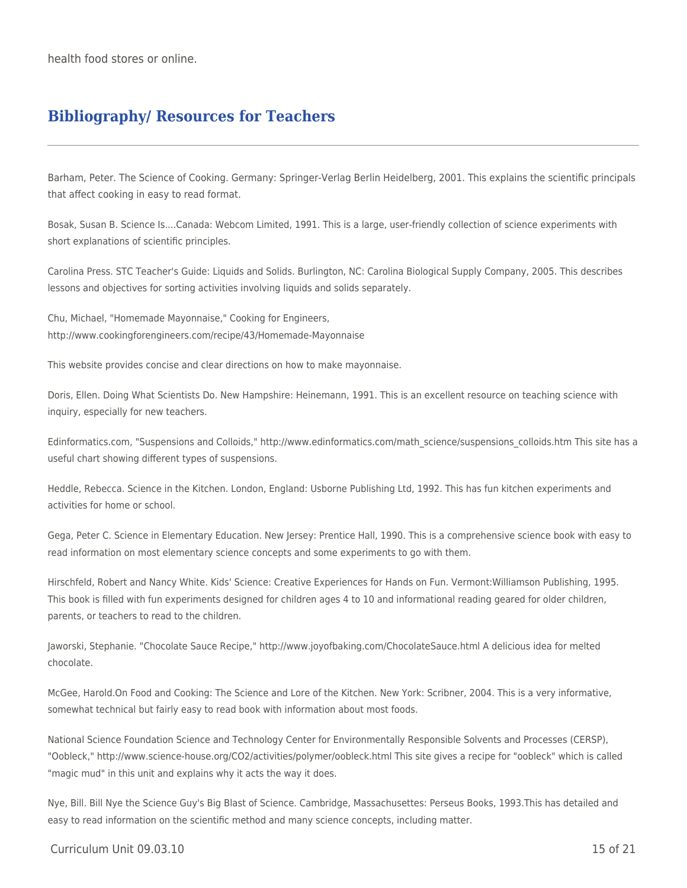health food stores or online.

## Bibliography/ Resources for Teachers

Barham, Peter. The Science of Cooking. Germany: Springer-Verlag Berlin Heidelberg, 2001. This explains the scientific principals that affect cooking in easy to read format.

Bosak, Susan B. Science Is....Canada: Webcom Limited, 1991. This is a large, user-friendly collection of science experiments with short explanations of scientific principles.

Carolina Press. STC Teacher's Guide: Liquids and Solids. Burlington, NC: Carolina Biological Supply Company, 2005. This describes lessons and objectives for sorting activities involving liquids and solids separately.

Chu, Michael, "Homemade Mayonnaise," Cooking for Engineers, http://www.cookingforengineers.com/recipe/43/Homemade-Mayonnaise

This website provides concise and clear directions on how to make mayonnaise.

Doris, Ellen. Doing What Scientists Do. New Hampshire: Heinemann, 1991. This is an excellent resource on teaching science with inquiry, especially for new teachers.

Edinformatics.com, "Suspensions and Colloids," http://www.edinformatics.com/math_science/suspensions_colloids.htm This site has a useful chart showing different types of suspensions.

Heddle, Rebecca. Science in the Kitchen. London, England: Usborne Publishing Ltd, 1992. This has fun kitchen experiments and activities for home or school.

Gega, Peter C. Science in Elementary Education. New Jersey: Prentice Hall, 1990. This is a comprehensive science book with easy to read information on most elementary science concepts and some experiments to go with them.

Hirschfeld, Robert and Nancy White. Kids' Science: Creative Experiences for Hands on Fun. Vermont:Williamson Publishing, 1995. This book is filled with fun experiments designed for children ages 4 to 10 and informational reading geared for older children, parents, or teachers to read to the children.

Jaworski, Stephanie. "Chocolate Sauce Recipe," http://www.joyofbaking.com/ChocolateSauce.html A delicious idea for melted chocolate.

McGee, Harold.On Food and Cooking: The Science and Lore of the Kitchen. New York: Scribner, 2004. This is a very informative, somewhat technical but fairly easy to read book with information about most foods.

National Science Foundation Science and Technology Center for Environmentally Responsible Solvents and Processes (CERSP), "Oobleck," http://www.science-house.org/CO2/activities/polymer/oobleck.html This site gives a recipe for "oobleck" which is called "magic mud" in this unit and explains why it acts the way it does.

Nye, Bill. Bill Nye the Science Guy's Big Blast of Science. Cambridge, Massachusettes: Perseus Books, 1993.This has detailed and easy to read information on the scientific method and many science concepts, including matter.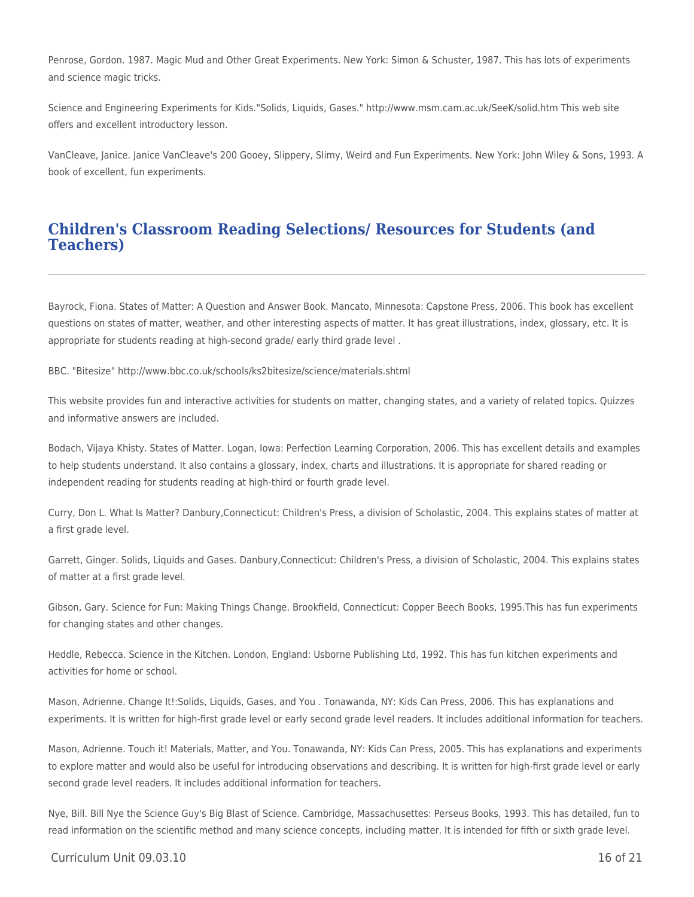Penrose, Gordon. 1987. Magic Mud and Other Great Experiments. New York: Simon & Schuster, 1987. This has lots of experiments and science magic tricks.

Science and Engineering Experiments for Kids."Solids, Liquids, Gases." http://www.msm.cam.ac.uk/SeeK/solid.htm This web site offers and excellent introductory lesson.

VanCleave, Janice. Janice VanCleave's 200 Gooey, Slippery, Slimy, Weird and Fun Experiments. New York: John Wiley & Sons, 1993. A book of excellent, fun experiments.

## Children's Classroom Reading Selections/ Resources for Students (and Teachers)

Bayrock, Fiona. States of Matter: A Question and Answer Book. Mancato, Minnesota: Capstone Press, 2006. This book has excellent questions on states of matter, weather, and other interesting aspects of matter. It has great illustrations, index, glossary, etc. It is appropriate for students reading at high-second grade/ early third grade level .

BBC. "Bitesize" http://www.bbc.co.uk/schools/ks2bitesize/science/materials.shtml

This website provides fun and interactive activities for students on matter, changing states, and a variety of related topics. Quizzes and informative answers are included.

Bodach, Vijaya Khisty. States of Matter. Logan, Iowa: Perfection Learning Corporation, 2006. This has excellent details and examples to help students understand. It also contains a glossary, index, charts and illustrations. It is appropriate for shared reading or independent reading for students reading at high-third or fourth grade level.

Curry, Don L. What Is Matter? Danbury,Connecticut: Children's Press, a division of Scholastic, 2004. This explains states of matter at a first grade level.

Garrett, Ginger. Solids, Liquids and Gases. Danbury,Connecticut: Children's Press, a division of Scholastic, 2004. This explains states of matter at a first grade level.

Gibson, Gary. Science for Fun: Making Things Change. Brookfield, Connecticut: Copper Beech Books, 1995.This has fun experiments for changing states and other changes.

Heddle, Rebecca. Science in the Kitchen. London, England: Usborne Publishing Ltd, 1992. This has fun kitchen experiments and activities for home or school.

Mason, Adrienne. Change It!:Solids, Liquids, Gases, and You . Tonawanda, NY: Kids Can Press, 2006. This has explanations and experiments. It is written for high-first grade level or early second grade level readers. It includes additional information for teachers.

Mason, Adrienne. Touch it! Materials, Matter, and You. Tonawanda, NY: Kids Can Press, 2005. This has explanations and experiments to explore matter and would also be useful for introducing observations and describing. It is written for high-first grade level or early second grade level readers. It includes additional information for teachers.

Nye, Bill. Bill Nye the Science Guy's Big Blast of Science. Cambridge, Massachusettes: Perseus Books, 1993. This has detailed, fun to read information on the scientific method and many science concepts, including matter. It is intended for fifth or sixth grade level.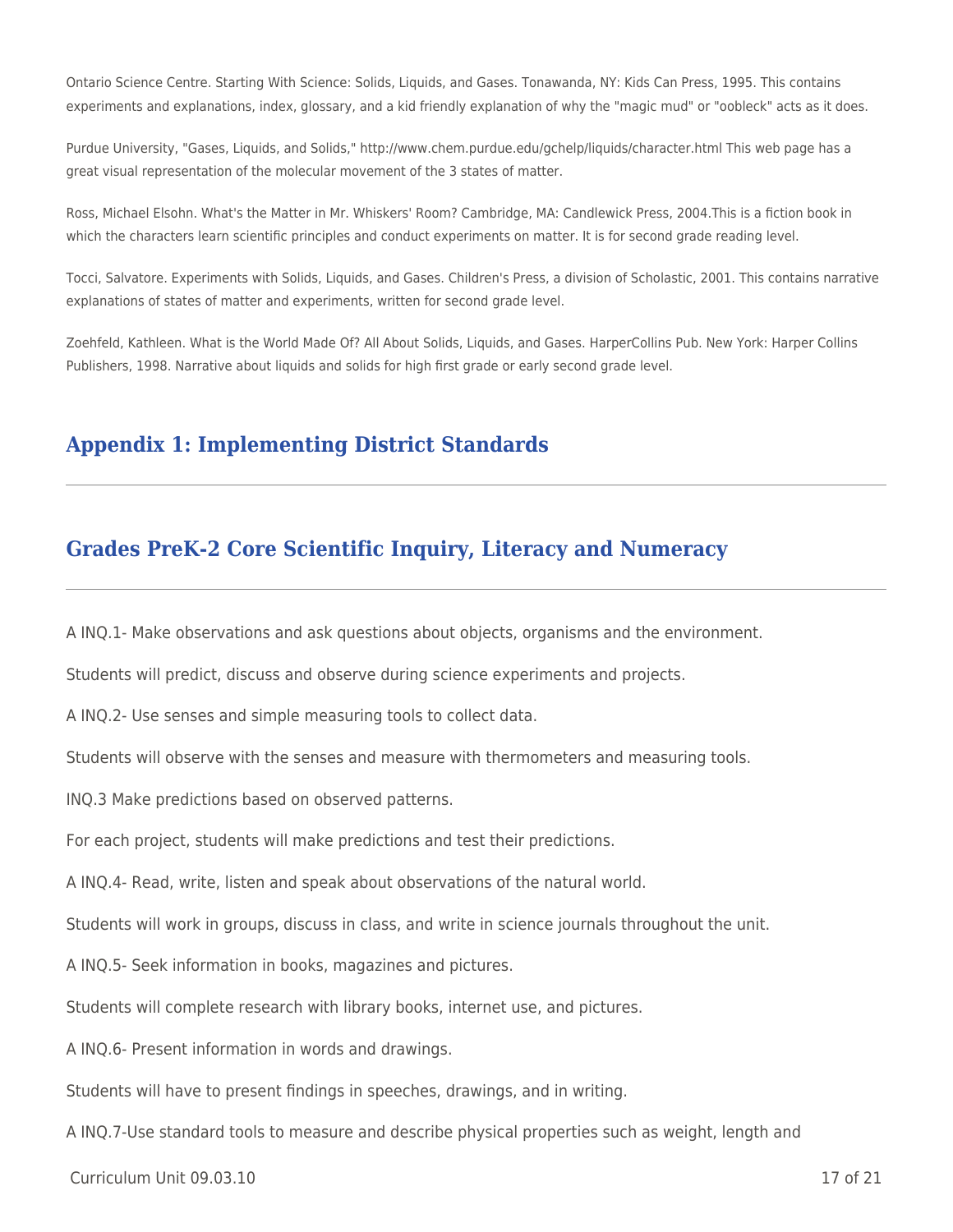Ontario Science Centre. Starting With Science: Solids, Liquids, and Gases. Tonawanda, NY: Kids Can Press, 1995. This contains experiments and explanations, index, glossary, and a kid friendly explanation of why the "magic mud" or "oobleck" acts as it does.

Purdue University, "Gases, Liquids, and Solids," http://www.chem.purdue.edu/gchelp/liquids/character.html This web page has a great visual representation of the molecular movement of the 3 states of matter.

Ross, Michael Elsohn. What's the Matter in Mr. Whiskers' Room? Cambridge, MA: Candlewick Press, 2004.This is a fiction book in which the characters learn scientific principles and conduct experiments on matter. It is for second grade reading level.

Tocci, Salvatore. Experiments with Solids, Liquids, and Gases. Children's Press, a division of Scholastic, 2001. This contains narrative explanations of states of matter and experiments, written for second grade level.

Zoehfeld, Kathleen. What is the World Made Of? All About Solids, Liquids, and Gases. HarperCollins Pub. New York: Harper Collins Publishers, 1998. Narrative about liquids and solids for high first grade or early second grade level.

## Appendix 1: Implementing District Standards

## Grades PreK-2 Core Scientific Inquiry, Literacy and Numeracy

A INQ.1- Make observations and ask questions about objects, organisms and the environment.

Students will predict, discuss and observe during science experiments and projects.

A INQ.2- Use senses and simple measuring tools to collect data.

Students will observe with the senses and measure with thermometers and measuring tools.

INQ.3 Make predictions based on observed patterns.

For each project, students will make predictions and test their predictions.

A INQ.4- Read, write, listen and speak about observations of the natural world.

Students will work in groups, discuss in class, and write in science journals throughout the unit.

A INQ.5- Seek information in books, magazines and pictures.

Students will complete research with library books, internet use, and pictures.

A INQ.6- Present information in words and drawings.

Students will have to present findings in speeches, drawings, and in writing.

A INQ.7-Use standard tools to measure and describe physical properties such as weight, length and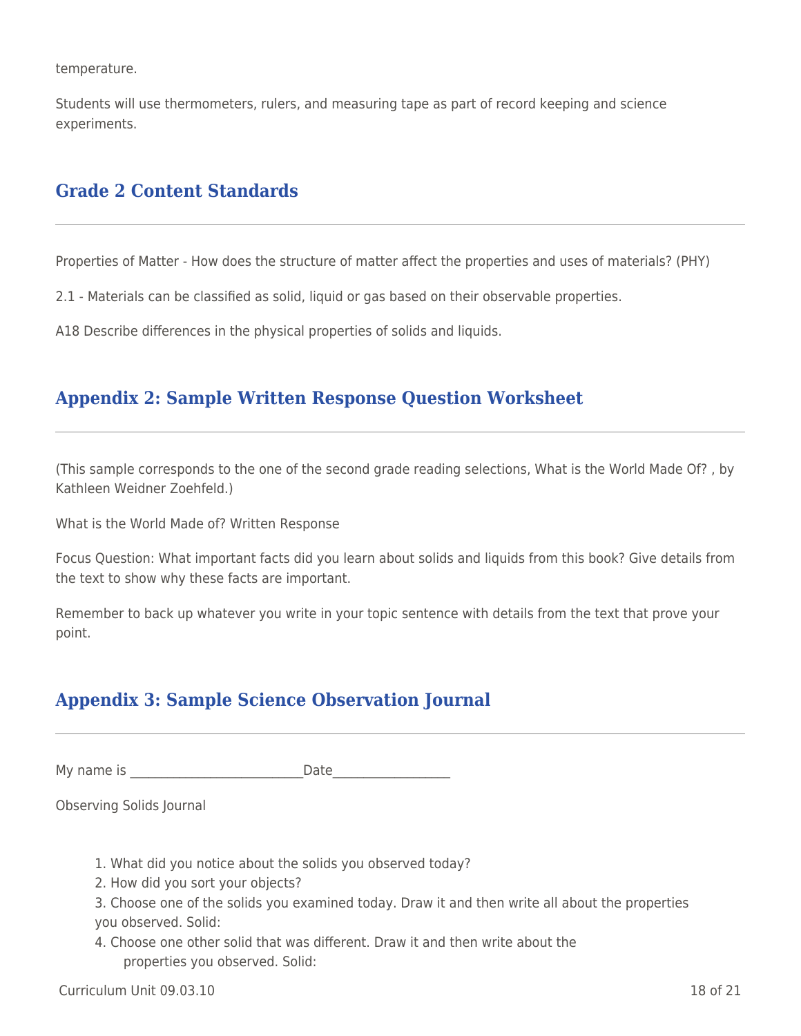temperature.

Students will use thermometers, rulers, and measuring tape as part of record keeping and science experiments.

## Grade 2 Content Standards

Properties of Matter - How does the structure of matter affect the properties and uses of materials? (PHY)

2.1 - Materials can be classified as solid, liquid or gas based on their observable properties.

A18 Describe differences in the physical properties of solids and liquids.

## Appendix 2: Sample Written Response Question Worksheet

(This sample corresponds to the one of the second grade reading selections, What is the World Made Of? , by Kathleen Weidner Zoehfeld.)

What is the World Made of? Written Response

Focus Question: What important facts did you learn about solids and liquids from this book? Give details from the text to show why these facts are important.

Remember to back up whatever you write in your topic sentence with details from the text that prove your point.

## Appendix 3: Sample Science Observation Journal

My name is \_\_\_\_\_\_\_\_\_\_\_\_\_\_\_\_\_\_\_\_\_\_\_\_\_\_\_Date\_\_\_\_\_\_\_\_\_\_\_\_\_\_\_\_\_\_\_

Observing Solids Journal

1. What did you notice about the solids you observed today?
2. How did you sort your objects?
3. Choose one of the solids you examined today. Draw it and then write all about the properties you observed. Solid:
4. Choose one other solid that was different. Draw it and then write about the properties you observed. Solid: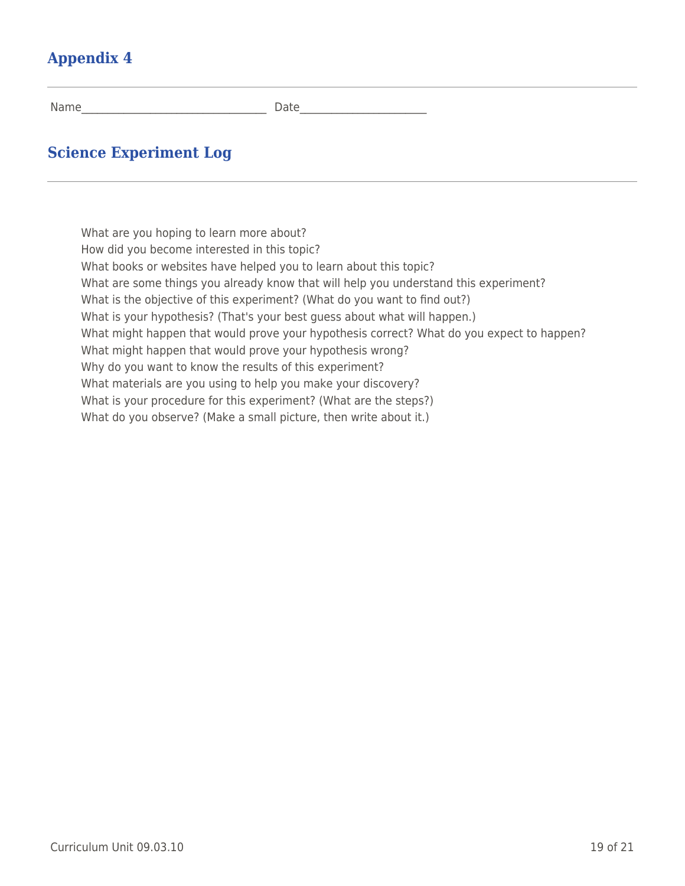## Appendix 4

Name_________________________________ Date______________________

## Science Experiment Log

What are you hoping to learn more about?
How did you become interested in this topic?
What books or websites have helped you to learn about this topic?
What are some things you already know that will help you understand this experiment?
What is the objective of this experiment? (What do you want to find out?)
What is your hypothesis? (That's your best guess about what will happen.)
What might happen that would prove your hypothesis correct? What do you expect to happen?
What might happen that would prove your hypothesis wrong?
Why do you want to know the results of this experiment?
What materials are you using to help you make your discovery?
What is your procedure for this experiment? (What are the steps?)
What do you observe? (Make a small picture, then write about it.)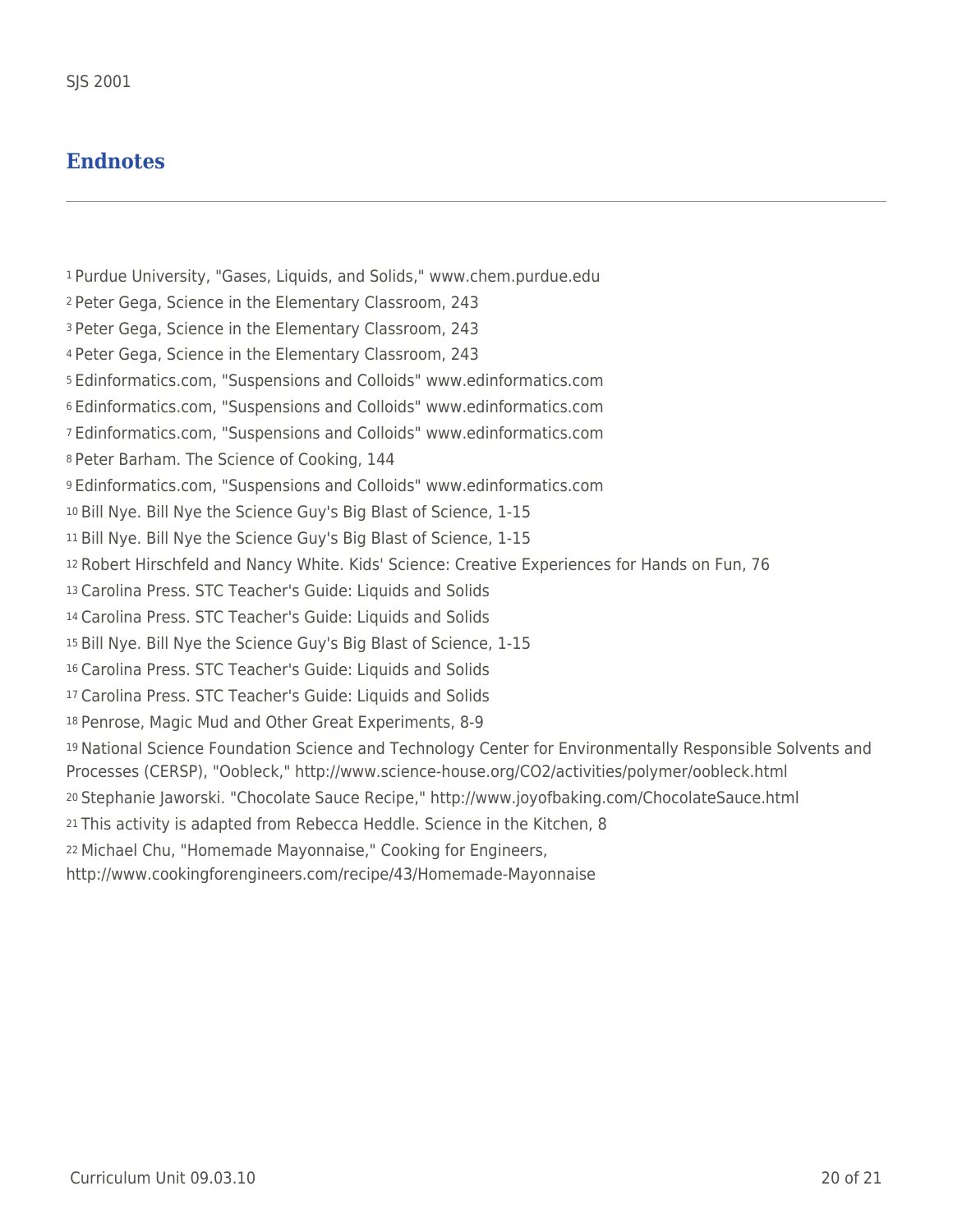SJS 2001

## Endnotes

[1] Purdue University, "Gases, Liquids, and Solids," www.chem.purdue.edu

[2] Peter Gega, Science in the Elementary Classroom, 243

[3] Peter Gega, Science in the Elementary Classroom, 243

[4] Peter Gega, Science in the Elementary Classroom, 243

[5] Edinformatics.com, "Suspensions and Colloids" www.edinformatics.com

[6] Edinformatics.com, "Suspensions and Colloids" www.edinformatics.com

[7] Edinformatics.com, "Suspensions and Colloids" www.edinformatics.com

[8] Peter Barham. The Science of Cooking, 144

[9] Edinformatics.com, "Suspensions and Colloids" www.edinformatics.com

[10] Bill Nye. Bill Nye the Science Guy's Big Blast of Science, 1-15

[11] Bill Nye. Bill Nye the Science Guy's Big Blast of Science, 1-15

[12] Robert Hirschfeld and Nancy White. Kids' Science: Creative Experiences for Hands on Fun, 76

[13] Carolina Press. STC Teacher's Guide: Liquids and Solids

[14] Carolina Press. STC Teacher's Guide: Liquids and Solids

[15] Bill Nye. Bill Nye the Science Guy's Big Blast of Science, 1-15

[16] Carolina Press. STC Teacher's Guide: Liquids and Solids

[17] Carolina Press. STC Teacher's Guide: Liquids and Solids

[18] Penrose, Magic Mud and Other Great Experiments, 8-9

[19] National Science Foundation Science and Technology Center for Environmentally Responsible Solvents and Processes (CERSP), "Oobleck," http://www.science-house.org/CO2/activities/polymer/oobleck.html

[20] Stephanie Jaworski. "Chocolate Sauce Recipe," http://www.joyofbaking.com/ChocolateSauce.html

[21] This activity is adapted from Rebecca Heddle. Science in the Kitchen, 8

[22] Michael Chu, "Homemade Mayonnaise," Cooking for Engineers, http://www.cookingforengineers.com/recipe/43/Homemade-Mayonnaise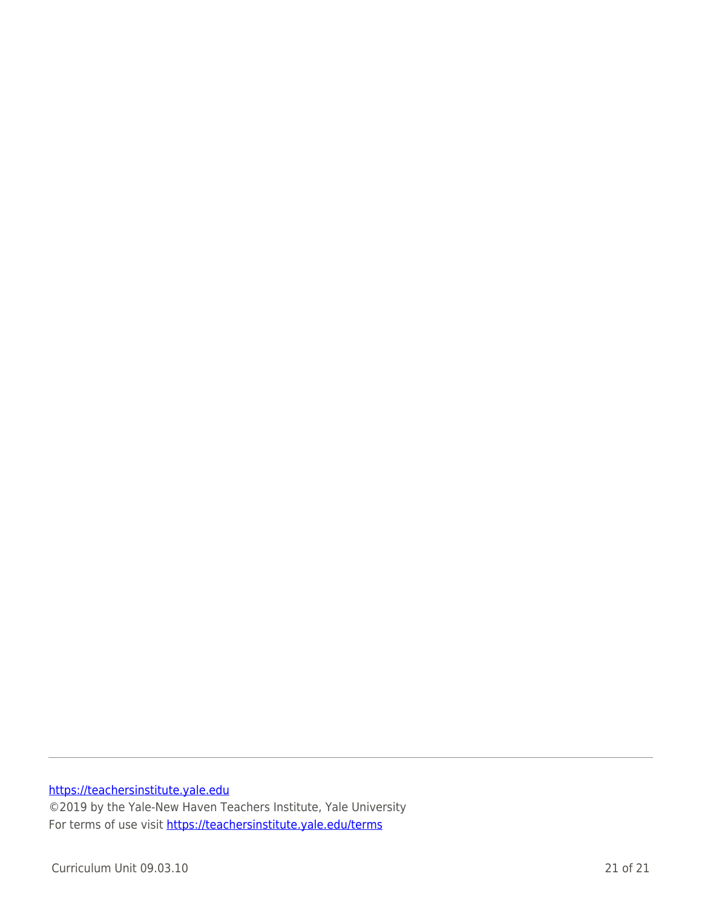https://teachersinstitute.yale.edu

©2019 by the Yale-New Haven Teachers Institute, Yale University

For terms of use visit https://teachersinstitute.yale.edu/terms